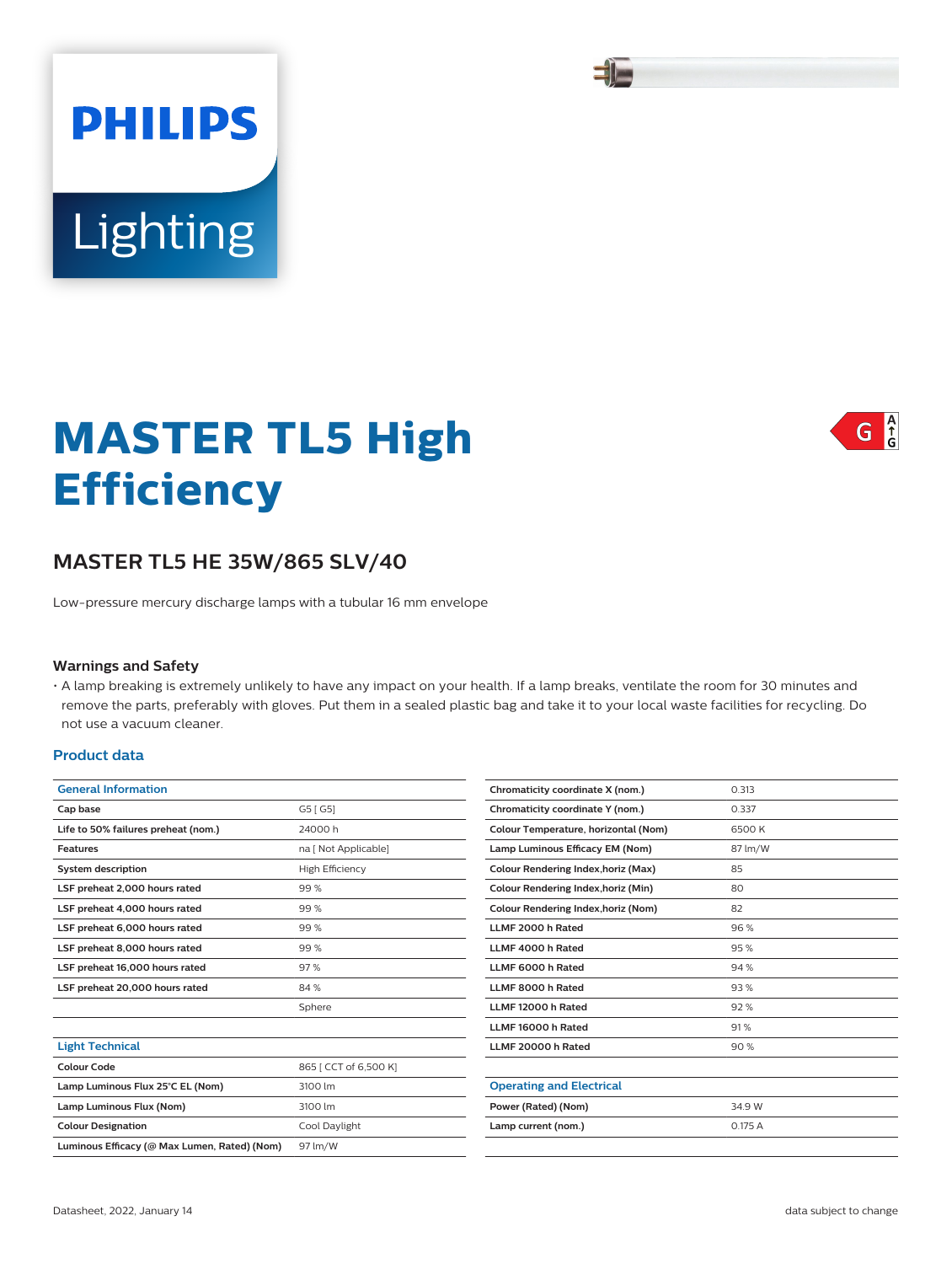# MASTER TL5 High Efficiency

## MASTER TL5 HE 35W/865 SLV/40

Low-pressure mercury discharge lamps with a tubular 16 mm envelope

### Warnings and Safety

- A lamp breaking is extremely unlikely to have any impact on your health. If a lamp breaks, ventilate the room for 30 minutes and remove the parts, preferably with gloves. Put them in a sealed plastic bag and take it to your local waste facilities for recycling. Do not use a vacuum cleaner.

### Product data

| General Information | |
|---|---|
| Cap base | G5 [ G5] |
| Life to 50% failures preheat (nom.) | 24000 h |
| Features | na [ Not Applicable] |
| System description | High Efficiency |
| LSF preheat 2,000 hours rated | 99 % |
| LSF preheat 4,000 hours rated | 99 % |
| LSF preheat 6,000 hours rated | 99 % |
| LSF preheat 8,000 hours rated | 99 % |
| LSF preheat 16,000 hours rated | 97 % |
| LSF preheat 20,000 hours rated | 84 % |
| | Sphere |

| Light Technical | |
|---|---|
| Colour Code | 865 [ CCT of 6,500 K] |
| Lamp Luminous Flux 25°C EL (Nom) | 3100 lm |
| Lamp Luminous Flux (Nom) | 3100 lm |
| Colour Designation | Cool Daylight |
| Luminous Efficacy (@ Max Lumen, Rated) (Nom) | 97 lm/W |
| Chromaticity coordinate X (nom.) | 0.313 |
| Chromaticity coordinate Y (nom.) | 0.337 |
| Colour Temperature, horizontal (Nom) | 6500 K |
| Lamp Luminous Efficacy EM (Nom) | 87 lm/W |
| Colour Rendering Index,horiz (Max) | 85 |
| Colour Rendering Index,horiz (Min) | 80 |
| Colour Rendering Index,horiz (Nom) | 82 |
| LLMF 2000 h Rated | 96 % |
| LLMF 4000 h Rated | 95 % |
| LLMF 6000 h Rated | 94 % |
| LLMF 8000 h Rated | 93 % |
| LLMF 12000 h Rated | 92 % |
| LLMF 16000 h Rated | 91 % |
| LLMF 20000 h Rated | 90 % |

| Operating and Electrical | |
|---|---|
| Power (Rated) (Nom) | 34.9 W |
| Lamp current (nom.) | 0.175 A |

Datasheet, 2022, January 14

data subject to change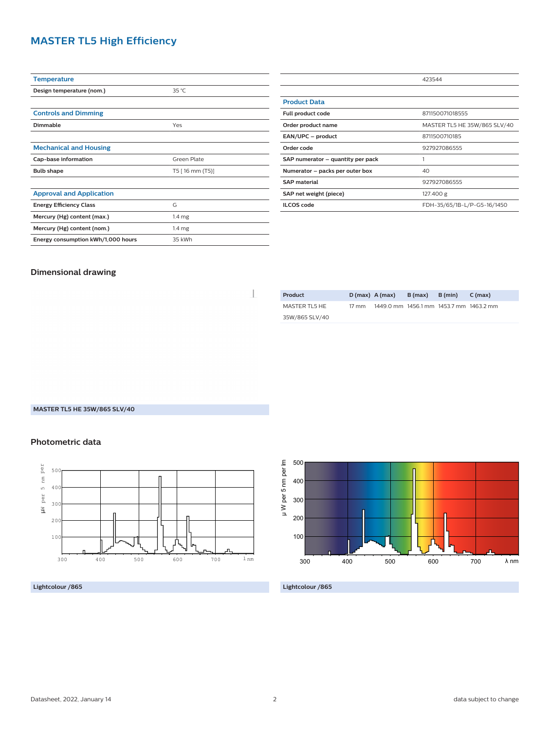## MASTER TL5 High Efficiency

| Temperature | |
|---|---|
| Design temperature (nom.) | 35 °C |

| Controls and Dimming | |
|---|---|
| Dimmable | Yes |

| Mechanical and Housing | |
|---|---|
| Cap-base information | Green Plate |
| Bulb shape | T5 [ 16 mm (T5)] |

| Approval and Application | |
|---|---|
| Energy Efficiency Class | G |
| Mercury (Hg) content (max.) | 1.4 mg |
| Mercury (Hg) content (nom.) | 1.4 mg |
| Energy consumption kWh/1,000 hours | 35 kWh |

| | 423544 |
|---|---|

| Product Data | |
|---|---|
| Full product code | 871150071018555 |
| Order product name | MASTER TL5 HE 35W/865 SLV/40 |
| EAN/UPC – product | 8711500710185 |
| Order code | 927927086555 |
| SAP numerator – quantity per pack | 1 |
| Numerator – packs per outer box | 40 |
| SAP material | 927927086555 |
| SAP net weight (piece) | 127.400 g |
| ILCOS code | FDH-35/65/1B-L/P-G5-16/1450 |

### Dimensional drawing

| Product | D (max) | A (max) | B (max) | B (min) | C (max) |
|---|---|---|---|---|---|
| MASTER TL5 HE 35W/865 SLV/40 | 17 mm | 1449.0 mm | 1456.1 mm | 1453.7 mm | 1463.2 mm |

MASTER TL5 HE 35W/865 SLV/40

### Photometric data

Lightcolour /865

Lightcolour /865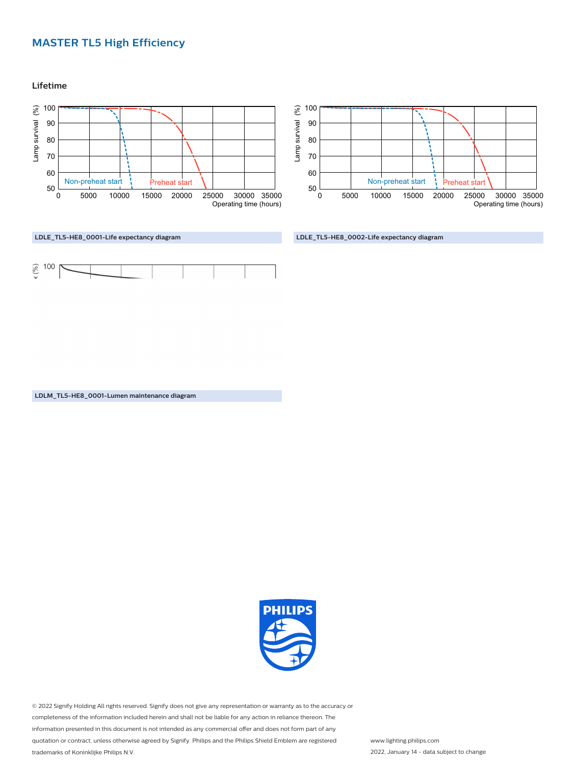## MASTER TL5 High Efficiency

### Lifetime

100
90
80
70
60
50
Lamp survival (%)
0 5000 10000 15000 20000 25000 30000 35000
Operating time (hours)
Non-preheat start
Preheat start

**LDLE_TL5-HE8_0001-Life expectancy diagram**

100
90
80
70
60
50
Lamp survival (%)
0 5000 10000 15000 20000 25000 30000 35000
Operating time (hours)
Non-preheat start
Preheat start

**LDLE_TL5-HE8_0002-Life expectancy diagram**

(%) 100

**LDLM_TL5-HE8_0001-Lumen maintenance diagram**

© 2022 Signify Holding All rights reserved. Signify does not give any representation or warranty as to the accuracy or completeness of the information included herein and shall not be liable for any action in reliance thereon. The information presented in this document is not intended as any commercial offer and does not form part of any quotation or contract, unless otherwise agreed by Signify. Philips and the Philips Shield Emblem are registered trademarks of Koninklijke Philips N.V.

www.lighting.philips.com

2022, January 14 - data subject to change